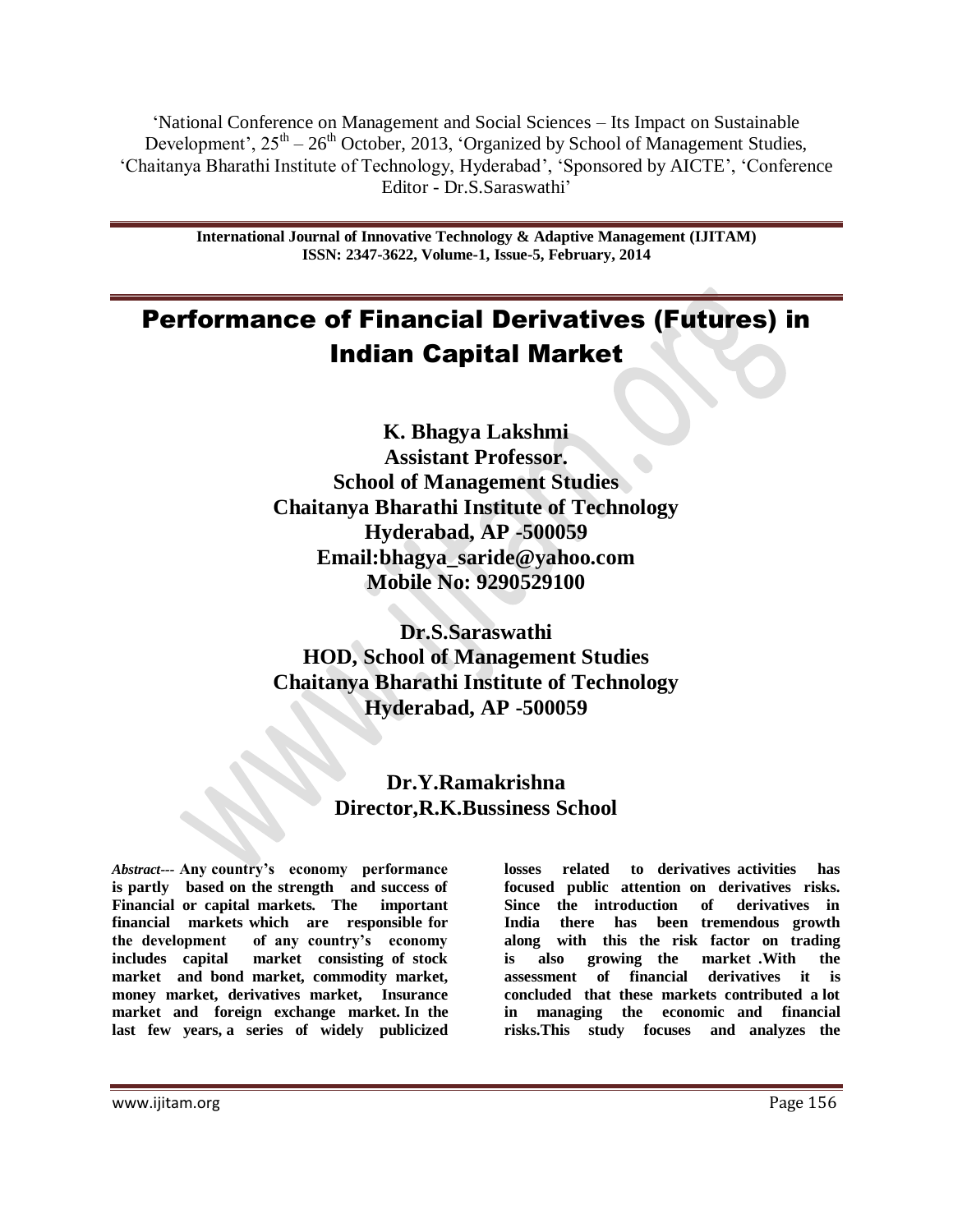'National Conference on Management and Social Sciences – Its Impact on Sustainable Development', 25th – 26th October, 2013, 'Organized by School of Management Studies, 'Chaitanya Bharathi Institute of Technology, Hyderabad', 'Sponsored by AICTE', 'Conference Editor - Dr.S.Saraswathi'

**International Journal of Innovative Technology & Adaptive Management (IJITAM)**
**ISSN: 2347-3622, Volume-1, Issue-5, February, 2014**

# Performance of Financial Derivatives (Futures) in Indian Capital Market

**K. Bhagya Lakshmi**
**Assistant Professor.**
**School of Management Studies**
**Chaitanya Bharathi Institute of Technology**
**Hyderabad, AP -500059**
**Email:bhagya_saride@yahoo.com**
**Mobile No: 9290529100**

**Dr.S.Saraswathi**
**HOD, School of Management Studies**
**Chaitanya Bharathi Institute of Technology**
**Hyderabad, AP -500059**

**Dr.Y.Ramakrishna**
**Director,R.K.Bussiness School**

***Abstract---*** **Any country's economy performance is partly based on the strength and success of Financial or capital markets. The important financial markets which are responsible for the development of any country's economy includes capital market consisting of stock market and bond market, commodity market, money market, derivatives market, Insurance market and foreign exchange market. In the last few years, a series of widely publicized losses related to derivatives activities has focused public attention on derivatives risks. Since the introduction of derivatives in India there has been tremendous growth along with this the risk factor on trading is also growing the market .With the assessment of financial derivatives it is concluded that these markets contributed a lot in managing the economic and financial risks.This study focuses and analyzes the**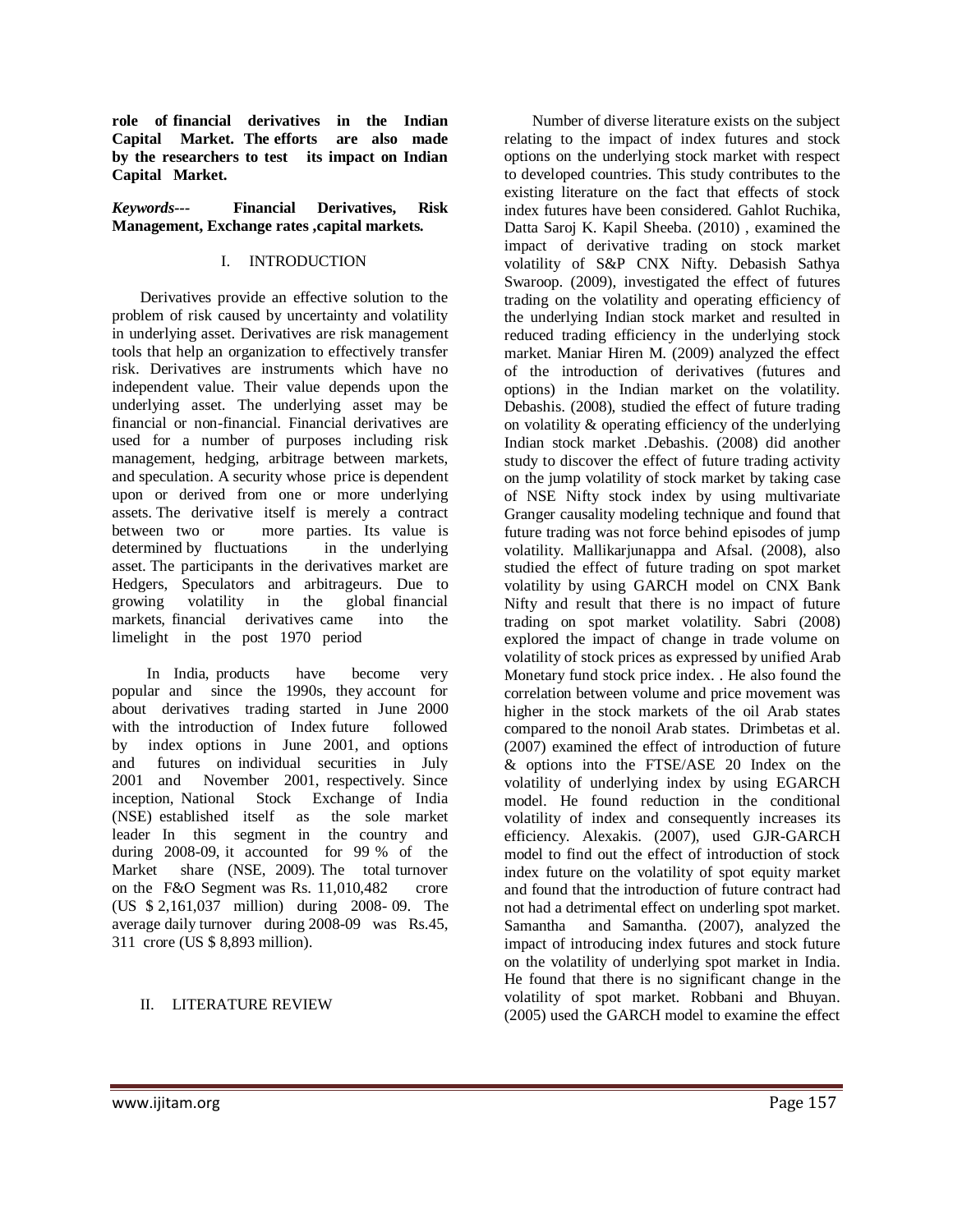**role of financial derivatives in the Indian Capital Market. The efforts are also made by the researchers to test its impact on Indian Capital Market.**

***Keywords---*** **Financial Derivatives, Risk Management, Exchange rates ,capital markets.**

## I. INTRODUCTION

Derivatives provide an effective solution to the problem of risk caused by uncertainty and volatility in underlying asset. Derivatives are risk management tools that help an organization to effectively transfer risk. Derivatives are instruments which have no independent value. Their value depends upon the underlying asset. The underlying asset may be financial or non-financial. Financial derivatives are used for a number of purposes including risk management, hedging, arbitrage between markets, and speculation. A security whose price is dependent upon or derived from one or more underlying assets. The derivative itself is merely a contract between two or more parties. Its value is determined by fluctuations in the underlying asset. The participants in the derivatives market are Hedgers, Speculators and arbitrageurs. Due to growing volatility in the global financial markets, financial derivatives came into the limelight in the post 1970 period

In India, products have become very popular and since the 1990s, they account for about derivatives trading started in June 2000 with the introduction of Index future followed by index options in June 2001, and options and futures on individual securities in July 2001 and November 2001, respectively. Since inception, National Stock Exchange of India (NSE) established itself as the sole market leader In this segment in the country and during 2008-09, it accounted for 99 % of the Market share (NSE, 2009). The total turnover on the F&O Segment was Rs. 11,010,482 crore (US $ 2,161,037 million) during 2008- 09. The average daily turnover during 2008-09 was Rs.45, 311 crore (US $ 8,893 million).

## II. LITERATURE REVIEW

Number of diverse literature exists on the subject relating to the impact of index futures and stock options on the underlying stock market with respect to developed countries. This study contributes to the existing literature on the fact that effects of stock index futures have been considered. Gahlot Ruchika, Datta Saroj K. Kapil Sheeba. (2010) , examined the impact of derivative trading on stock market volatility of S&P CNX Nifty. Debasish Sathya Swaroop. (2009), investigated the effect of futures trading on the volatility and operating efficiency of the underlying Indian stock market and resulted in reduced trading efficiency in the underlying stock market. Maniar Hiren M. (2009) analyzed the effect of the introduction of derivatives (futures and options) in the Indian market on the volatility. Debashis. (2008), studied the effect of future trading on volatility & operating efficiency of the underlying Indian stock market .Debashis. (2008) did another study to discover the effect of future trading activity on the jump volatility of stock market by taking case of NSE Nifty stock index by using multivariate Granger causality modeling technique and found that future trading was not force behind episodes of jump volatility. Mallikarjunappa and Afsal. (2008), also studied the effect of future trading on spot market volatility by using GARCH model on CNX Bank Nifty and result that there is no impact of future trading on spot market volatility. Sabri (2008) explored the impact of change in trade volume on volatility of stock prices as expressed by unified Arab Monetary fund stock price index. . He also found the correlation between volume and price movement was higher in the stock markets of the oil Arab states compared to the nonoil Arab states. Drimbetas et al. (2007) examined the effect of introduction of future & options into the FTSE/ASE 20 Index on the volatility of underlying index by using EGARCH model. He found reduction in the conditional volatility of index and consequently increases its efficiency. Alexakis. (2007), used GJR-GARCH model to find out the effect of introduction of stock index future on the volatility of spot equity market and found that the introduction of future contract had not had a detrimental effect on underling spot market. Samantha and Samantha. (2007), analyzed the impact of introducing index futures and stock future on the volatility of underlying spot market in India. He found that there is no significant change in the volatility of spot market. Robbani and Bhuyan. (2005) used the GARCH model to examine the effect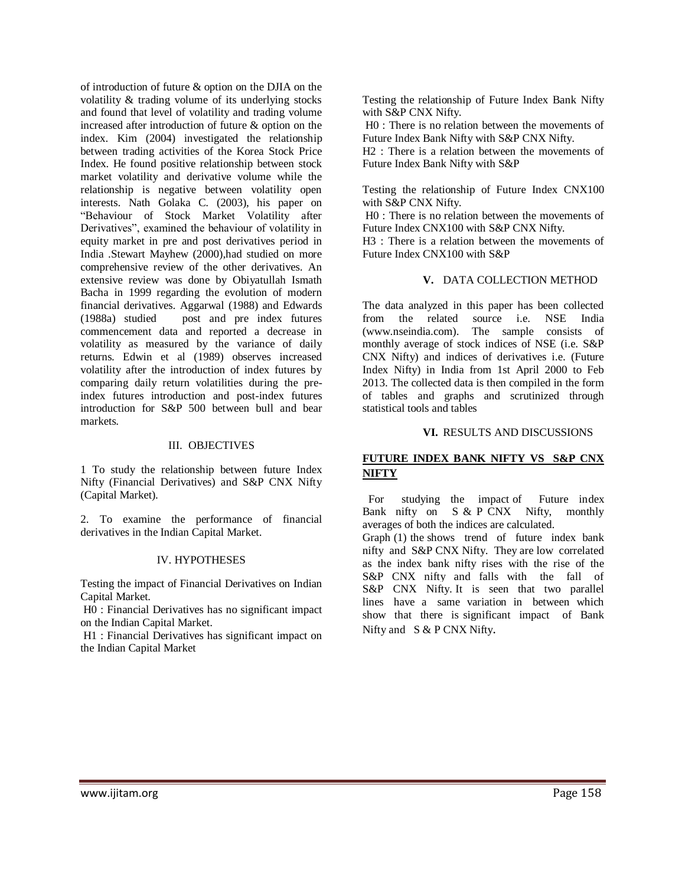of introduction of future & option on the DJIA on the volatility & trading volume of its underlying stocks and found that level of volatility and trading volume increased after introduction of future & option on the index. Kim (2004) investigated the relationship between trading activities of the Korea Stock Price Index. He found positive relationship between stock market volatility and derivative volume while the relationship is negative between volatility open interests. Nath Golaka C. (2003), his paper on "Behaviour of Stock Market Volatility after Derivatives", examined the behaviour of volatility in equity market in pre and post derivatives period in India .Stewart Mayhew (2000),had studied on more comprehensive review of the other derivatives. An extensive review was done by Obiyatullah Ismath Bacha in 1999 regarding the evolution of modern financial derivatives. Aggarwal (1988) and Edwards (1988a) studied post and pre index futures commencement data and reported a decrease in volatility as measured by the variance of daily returns. Edwin et al (1989) observes increased volatility after the introduction of index futures by comparing daily return volatilities during the pre-index futures introduction and post-index futures introduction for S&P 500 between bull and bear markets.

## III. OBJECTIVES

1 To study the relationship between future Index Nifty (Financial Derivatives) and S&P CNX Nifty (Capital Market).

2. To examine the performance of financial derivatives in the Indian Capital Market.

## IV. HYPOTHESES

Testing the impact of Financial Derivatives on Indian Capital Market.

H0 : Financial Derivatives has no significant impact on the Indian Capital Market.

H1 : Financial Derivatives has significant impact on the Indian Capital Market

Testing the relationship of Future Index Bank Nifty with S&P CNX Nifty.

H0 : There is no relation between the movements of Future Index Bank Nifty with S&P CNX Nifty.

H2 : There is a relation between the movements of Future Index Bank Nifty with S&P

Testing the relationship of Future Index CNX100 with S&P CNX Nifty.

H0 : There is no relation between the movements of Future Index CNX100 with S&P CNX Nifty.

H3 : There is a relation between the movements of Future Index CNX100 with S&P

## V. DATA COLLECTION METHOD

The data analyzed in this paper has been collected from the related source i.e. NSE India (www.nseindia.com). The sample consists of monthly average of stock indices of NSE (i.e. S&P CNX Nifty) and indices of derivatives i.e. (Future Index Nifty) in India from 1st April 2000 to Feb 2013. The collected data is then compiled in the form of tables and graphs and scrutinized through statistical tools and tables

## VI. RESULTS AND DISCUSSIONS

### FUTURE INDEX BANK NIFTY VS S&P CNX NIFTY

For studying the impact of Future index Bank nifty on S & P CNX Nifty, monthly averages of both the indices are calculated.

Graph (1) the shows trend of future index bank nifty and S&P CNX Nifty. They are low correlated as the index bank nifty rises with the rise of the S&P CNX nifty and falls with the fall of S&P CNX Nifty. It is seen that two parallel lines have a same variation in between which show that there is significant impact of Bank Nifty and S & P CNX Nifty.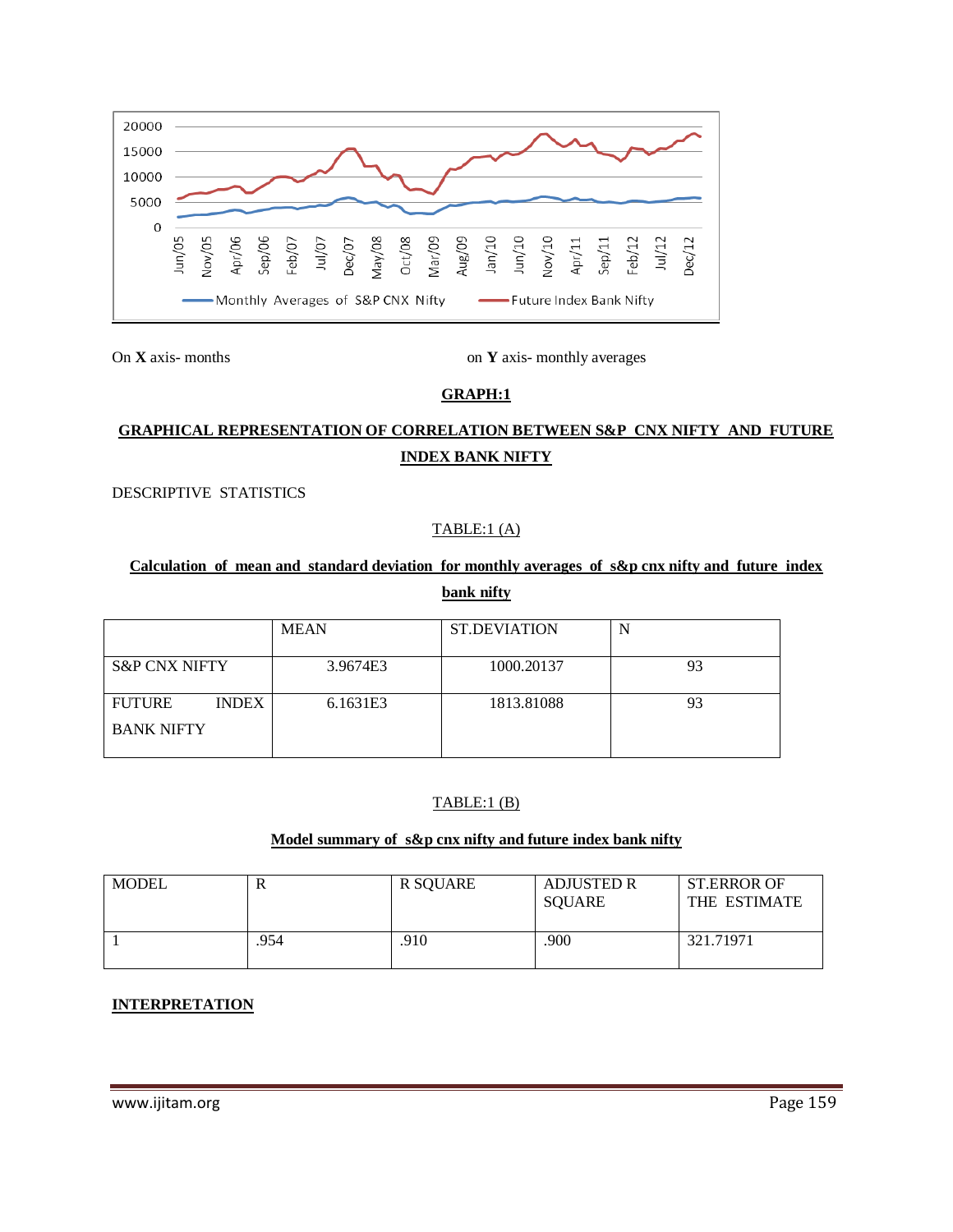On **X** axis- months on **Y** axis- monthly averages

**GRAPH:1**

**GRAPHICAL REPRESENTATION OF CORRELATION BETWEEN S&P CNX NIFTY AND FUTURE INDEX BANK NIFTY**

DESCRIPTIVE STATISTICS

TABLE:1 (A)

**Calculation of mean and standard deviation for monthly averages of s&p cnx nifty and future index bank nifty**

| | MEAN | ST.DEVIATION | N |
|---|---|---|---|
| S&P CNX NIFTY | 3.9674E3 | 1000.20137 | 93 |
| FUTURE INDEX BANK NIFTY | 6.1631E3 | 1813.81088 | 93 |

TABLE:1 (B)

**Model summary of s&p cnx nifty and future index bank nifty**

| MODEL | R | R SQUARE | ADJUSTED R SQUARE | ST.ERROR OF THE ESTIMATE |
|---|---|---|---|---|
| 1 | .954 | .910 | .900 | 321.71971 |

**INTERPRETATION**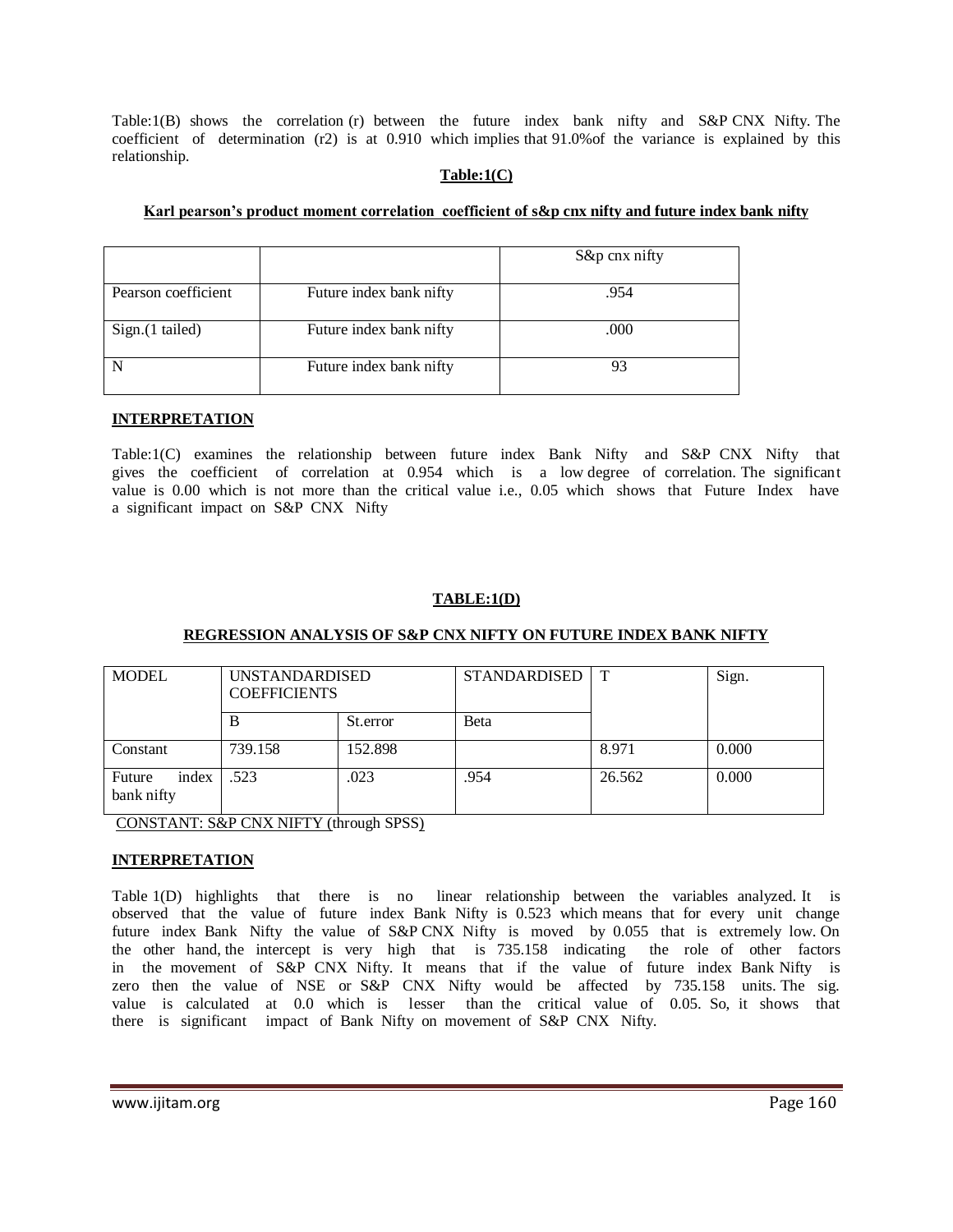Table:1(B) shows the correlation (r) between the future index bank nifty and S&P CNX Nifty. The coefficient of determination ($r^2$) is at 0.910 which implies that 91.0%of the variance is explained by this relationship.

**Table:1(C)**

**Karl pearson's product moment correlation coefficient of s&p cnx nifty and future index bank nifty**

| | | S&p cnx nifty |
|---|---|---|
| Pearson coefficient | Future index bank nifty | .954 |
| Sign.(1 tailed) | Future index bank nifty | .000 |
| N | Future index bank nifty | 93 |

**INTERPRETATION**

Table:1(C) examines the relationship between future index Bank Nifty and S&P CNX Nifty that gives the coefficient of correlation at 0.954 which is a low degree of correlation. The significant value is 0.00 which is not more than the critical value i.e., 0.05 which shows that Future Index have a significant impact on S&P CNX Nifty

**TABLE:1(D)**

**REGRESSION ANALYSIS OF S&P CNX NIFTY ON FUTURE INDEX BANK NIFTY**

| MODEL | UNSTANDARDISED COEFFICIENTS | | STANDARDISED | T | Sign. |
|---|---|---|---|---|---|
| | B | St.error | Beta | | |
| Constant | 739.158 | 152.898 | | 8.971 | 0.000 |
| Future index bank nifty | .523 | .023 | .954 | 26.562 | 0.000 |

CONSTANT: S&P CNX NIFTY (through SPSS)

**INTERPRETATION**

Table 1(D) highlights that there is no linear relationship between the variables analyzed. It is observed that the value of future index Bank Nifty is 0.523 which means that for every unit change future index Bank Nifty the value of S&P CNX Nifty is moved by 0.055 that is extremely low. On the other hand, the intercept is very high that is 735.158 indicating the role of other factors in the movement of S&P CNX Nifty. It means that if the value of future index Bank Nifty is zero then the value of NSE or S&P CNX Nifty would be affected by 735.158 units. The sig. value is calculated at 0.0 which is lesser than the critical value of 0.05. So, it shows that there is significant impact of Bank Nifty on movement of S&P CNX Nifty.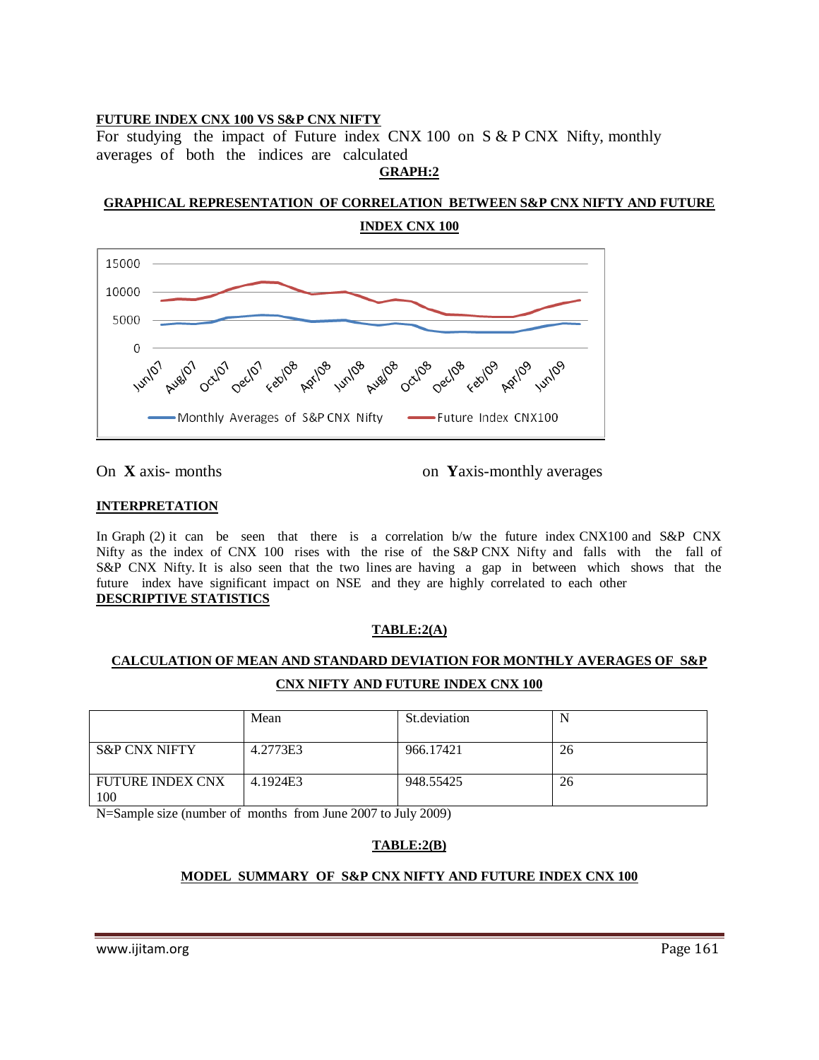**FUTURE INDEX CNX 100 VS S&P CNX NIFTY**

For studying the impact of Future index CNX 100 on S & P CNX Nifty, monthly averages of both the indices are calculated

**GRAPH:2**

**GRAPHICAL REPRESENTATION OF CORRELATION BETWEEN S&P CNX NIFTY AND FUTURE INDEX CNX 100**

On **X** axis- months on **Y**axis-monthly averages

**INTERPRETATION**

In Graph (2) it can be seen that there is a correlation b/w the future index CNX100 and S&P CNX Nifty as the index of CNX 100 rises with the rise of the S&P CNX Nifty and falls with the fall of S&P CNX Nifty. It is also seen that the two lines are having a gap in between which shows that the future index have significant impact on NSE and they are highly correlated to each other

**DESCRIPTIVE STATISTICS**

**TABLE:2(A)**

**CALCULATION OF MEAN AND STANDARD DEVIATION FOR MONTHLY AVERAGES OF S&P CNX NIFTY AND FUTURE INDEX CNX 100**

| | Mean | St.deviation | N |
|---|---|---|---|
| S&P CNX NIFTY | 4.2773E3 | 966.17421 | 26 |
| FUTURE INDEX CNX 100 | 4.1924E3 | 948.55425 | 26 |

N=Sample size (number of months from June 2007 to July 2009)

**TABLE:2(B)**

**MODEL SUMMARY OF S&P CNX NIFTY AND FUTURE INDEX CNX 100**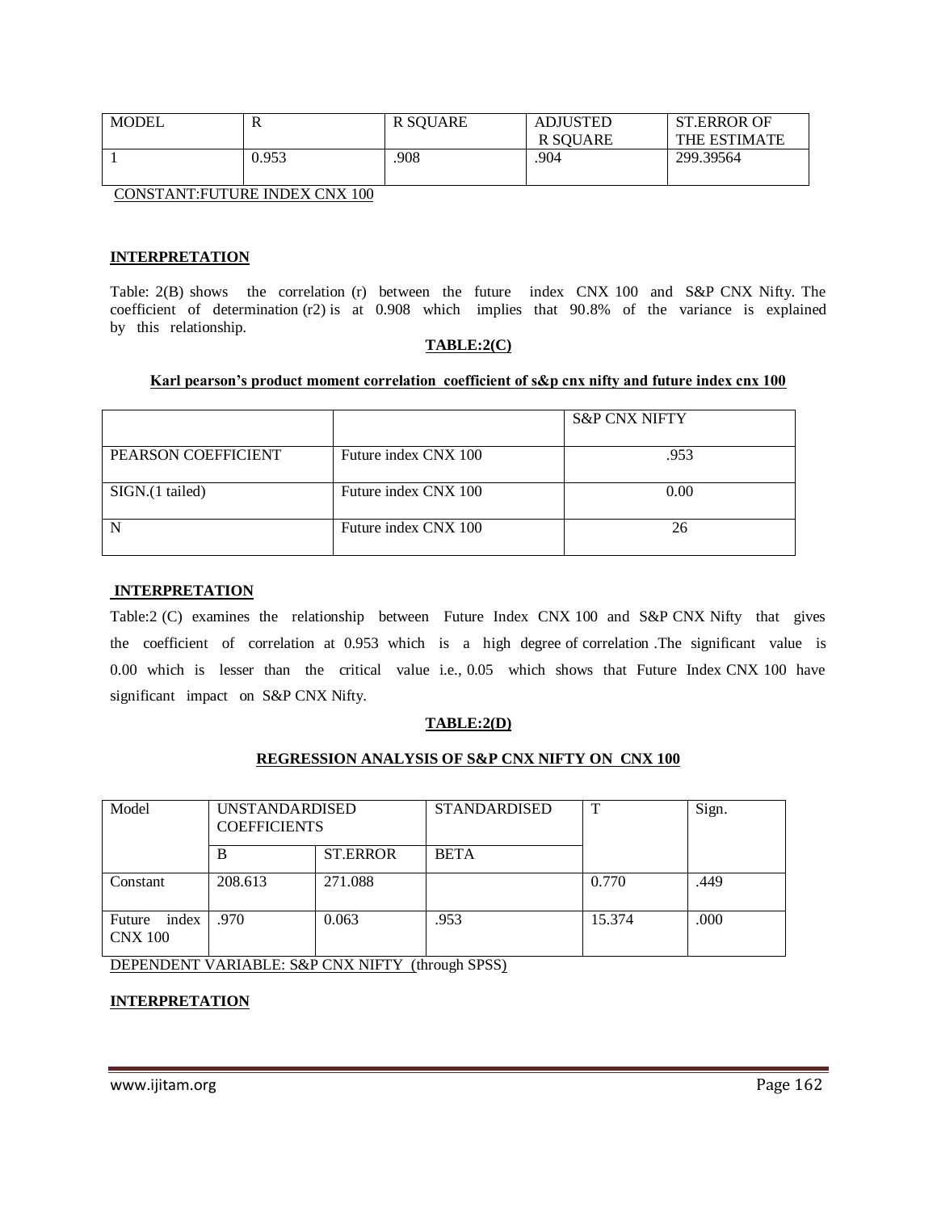| MODEL | R | R SQUARE | ADJUSTED R SQUARE | ST.ERROR OF THE ESTIMATE |
|---|---|---|---|---|
| 1 | 0.953 | .908 | .904 | 299.39564 |

CONSTANT:FUTURE INDEX CNX 100

**INTERPRETATION**

Table: 2(B) shows the correlation (r) between the future index CNX 100 and S&P CNX Nifty. The coefficient of determination (r2) is at 0.908 which implies that 90.8% of the variance is explained by this relationship.

**TABLE:2(C)**

**Karl pearson's product moment correlation coefficient of s&p cnx nifty and future index cnx 100**

| | | S&P CNX NIFTY |
|---|---|---|
| PEARSON COEFFICIENT | Future index CNX 100 | .953 |
| SIGN.(1 tailed) | Future index CNX 100 | 0.00 |
| N | Future index CNX 100 | 26 |

**INTERPRETATION**

Table:2 (C) examines the relationship between Future Index CNX 100 and S&P CNX Nifty that gives the coefficient of correlation at 0.953 which is a high degree of correlation .The significant value is 0.00 which is lesser than the critical value i.e., 0.05 which shows that Future Index CNX 100 have significant impact on S&P CNX Nifty.

**TABLE:2(D)**

**REGRESSION ANALYSIS OF S&P CNX NIFTY ON CNX 100**

| Model | UNSTANDARDISED COEFFICIENTS | | STANDARDISED | T | Sign. |
|---|---|---|---|---|---|
| | B | ST.ERROR | BETA | | |
| Constant | 208.613 | 271.088 | | 0.770 | .449 |
| Future index CNX 100 | .970 | 0.063 | .953 | 15.374 | .000 |

DEPENDENT VARIABLE: S&P CNX NIFTY (through SPSS)

**INTERPRETATION**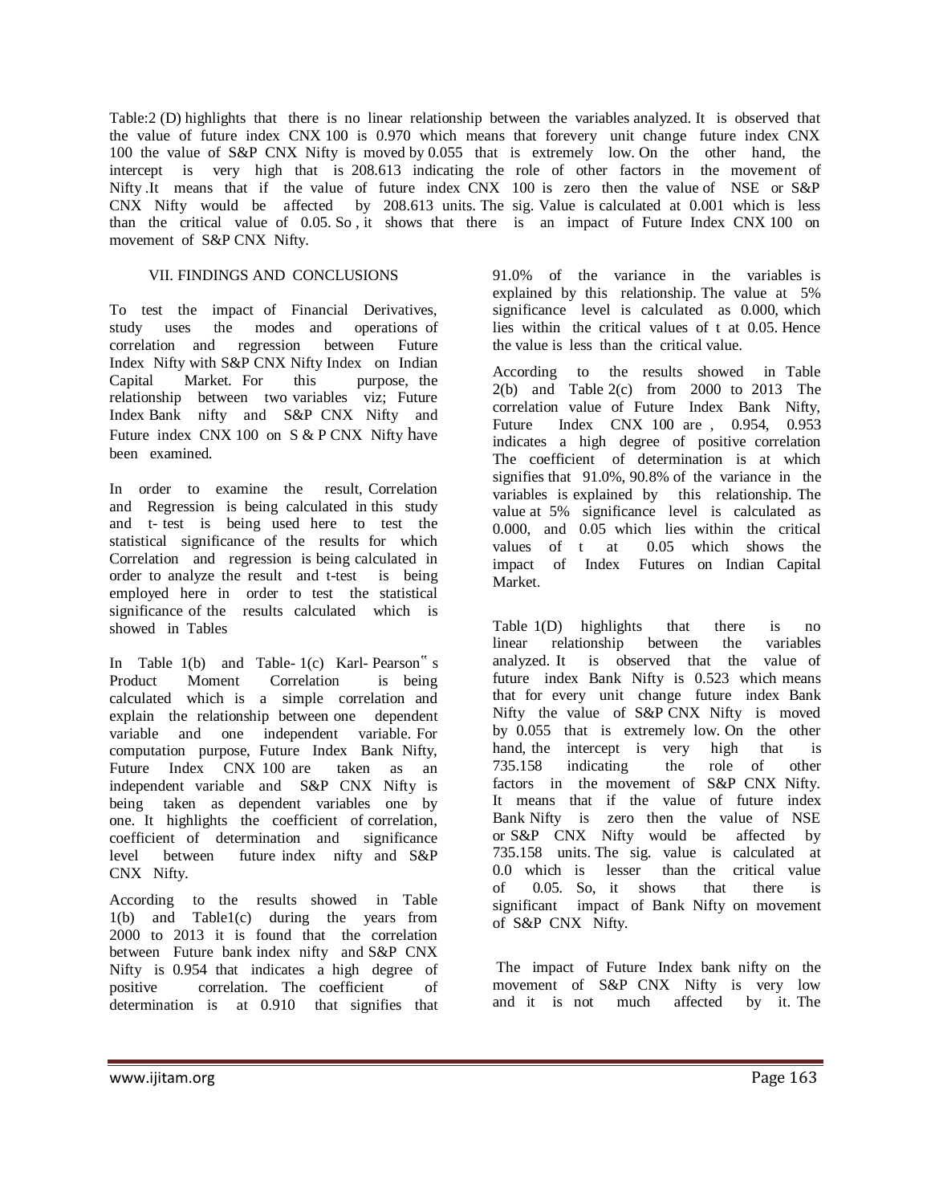Table:2 (D) highlights that there is no linear relationship between the variables analyzed. It is observed that the value of future index CNX 100 is 0.970 which means that forevery unit change future index CNX 100 the value of S&P CNX Nifty is moved by 0.055 that is extremely low. On the other hand, the intercept is very high that is 208.613 indicating the role of other factors in the movement of Nifty .It means that if the value of future index CNX 100 is zero then the value of NSE or S&P CNX Nifty would be affected by 208.613 units. The sig. Value is calculated at 0.001 which is less than the critical value of 0.05. So , it shows that there is an impact of Future Index CNX 100 on movement of S&P CNX Nifty.

## VII. FINDINGS AND CONCLUSIONS

To test the impact of Financial Derivatives, study uses the modes and operations of correlation and regression between Future Index Nifty with S&P CNX Nifty Index on Indian Capital Market. For this purpose, the relationship between two variables viz; Future Index Bank nifty and S&P CNX Nifty and Future index CNX 100 on S & P CNX Nifty have been examined.

In order to examine the result, Correlation and Regression is being calculated in this study and t- test is being used here to test the statistical significance of the results for which Correlation and regression is being calculated in order to analyze the result and t-test is being employed here in order to test the statistical significance of the results calculated which is showed in Tables

In Table 1(b) and Table- 1(c) Karl- Pearson" s Product Moment Correlation is being calculated which is a simple correlation and explain the relationship between one dependent variable and one independent variable. For computation purpose, Future Index Bank Nifty, Future Index CNX 100 are taken as an independent variable and S&P CNX Nifty is being taken as dependent variables one by one. It highlights the coefficient of correlation, coefficient of determination and significance level between future index nifty and S&P CNX Nifty.

According to the results showed in Table 1(b) and Table1(c) during the years from 2000 to 2013 it is found that the correlation between Future bank index nifty and S&P CNX Nifty is 0.954 that indicates a high degree of positive correlation. The coefficient of determination is at 0.910 that signifies that 91.0% of the variance in the variables is explained by this relationship. The value at 5% significance level is calculated as 0.000, which lies within the critical values of t at 0.05. Hence the value is less than the critical value.

According to the results showed in Table 2(b) and Table 2(c) from 2000 to 2013 The correlation value of Future Index Bank Nifty, Future Index CNX 100 are , 0.954, 0.953 indicates a high degree of positive correlation The coefficient of determination is at which signifies that 91.0%, 90.8% of the variance in the variables is explained by this relationship. The value at 5% significance level is calculated as 0.000, and 0.05 which lies within the critical values of t at 0.05 which shows the impact of Index Futures on Indian Capital Market.

Table 1(D) highlights that there is no linear relationship between the variables analyzed. It is observed that the value of future index Bank Nifty is 0.523 which means that for every unit change future index Bank Nifty the value of S&P CNX Nifty is moved by 0.055 that is extremely low. On the other hand, the intercept is very high that is 735.158 indicating the role of other factors in the movement of S&P CNX Nifty. It means that if the value of future index Bank Nifty is zero then the value of NSE or S&P CNX Nifty would be affected by 735.158 units. The sig. value is calculated at 0.0 which is lesser than the critical value of 0.05. So, it shows that there is significant impact of Bank Nifty on movement of S&P CNX Nifty.

The impact of Future Index bank nifty on the movement of S&P CNX Nifty is very low and it is not much affected by it. The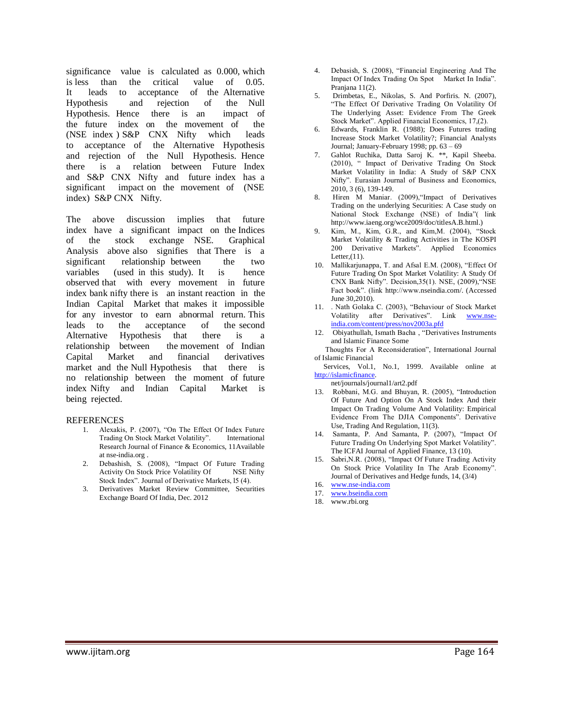significance value is calculated as 0.000, which is less than the critical value of 0.05. It leads to acceptance of the Alternative Hypothesis and rejection of the Null Hypothesis. Hence there is an impact of the future index on the movement of the (NSE index ) S&P CNX Nifty which leads to acceptance of the Alternative Hypothesis and rejection of the Null Hypothesis. Hence there is a relation between Future Index and S&P CNX Nifty and future index has a significant impact on the movement of (NSE index) S&P CNX Nifty.

The above discussion implies that future index have a significant impact on the Indices of the stock exchange NSE. Graphical Analysis above also signifies that There is a significant relationship between the two variables (used in this study). It is hence observed that with every movement in future index bank nifty there is an instant reaction in the Indian Capital Market that makes it impossible for any investor to earn abnormal return. This leads to the acceptance of the second Alternative Hypothesis that there is a relationship between the movement of Indian Capital Market and financial derivatives market and the Null Hypothesis that there is no relationship between the moment of future index Nifty and Indian Capital Market is being rejected.

## REFERENCES

1. Alexakis, P. (2007), "On The Effect Of Index Future Trading On Stock Market Volatility". International Research Journal of Finance & Economics, 11Available at nse-india.org .
2. Debashish, S. (2008), "Impact Of Future Trading Activity On Stock Price Volatility Of NSE Nifty Stock Index". Journal of Derivative Markets, l5 (4).
3. Derivatives Market Review Committee, Securities Exchange Board Of India, Dec. 2012
4. Debasish, S. (2008), "Financial Engineering And The Impact Of Index Trading On Spot Market In India". Pranjana 11(2).
5. Drimbetas, E., Nikolas, S. And Porfiris. N. (2007), "The Effect Of Derivative Trading On Volatility Of The Underlying Asset: Evidence From The Greek Stock Market". Applied Financial Economics, 17,(2).
6. Edwards, Franklin R. (1988); Does Futures trading Increase Stock Market Volatility?; Financial Analysts Journal; January-February 1998; pp. 63 – 69
7. Gahlot Ruchika, Datta Saroj K. **, Kapil Sheeba. (2010), " Impact of Derivative Trading On Stock Market Volatility in India: A Study of S&P CNX Nifty". Eurasian Journal of Business and Economics, 2010, 3 (6), 139-149.
8. Hiren M Maniar. (2009),"Impact of Derivatives Trading on the underlying Securities: A Case study on National Stock Exchange (NSE) of India"( link http://www.iaeng.org/wce2009/doc/titlesA.B.html.)
9. Kim, M., Kim, G.R., and Kim,M. (2004), "Stock Market Volatility & Trading Activities in The KOSPI 200 Derivative Markets". Applied Economics Letter,(11).
10. Mallikarjunappa, T. and Afsal E.M. (2008), "Effect Of Future Trading On Spot Market Volatility: A Study Of CNX Bank Nifty". Decision,35(1). NSE, (2009),"NSE Fact book". (link http://www.nseindia.com/. (Accessed June 30,2010).
11. . Nath Golaka C. (2003), "Behaviour of Stock Market Volatility after Derivatives". Link www.nse-india.com/content/press/nov2003a.pfd
12. Obiyathullah, Ismath Bacha , "Derivatives Instruments and Islamic Finance Some Thoughts For A Reconsideration", International Journal of Islamic Financial Services, Vol.1, No.1, 1999. Available online at http://islamicfinance. net/journals/journal1/art2.pdf
13. Robbani, M.G. and Bhuyan, R. (2005), "Introduction Of Future And Option On A Stock Index And their Impact On Trading Volume And Volatility: Empirical Evidence From The DJIA Components". Derivative Use, Trading And Regulation, 11(3).
14. Samanta, P. And Samanta, P. (2007), "Impact Of Future Trading On Underlying Spot Market Volatility". The ICFAI Journal of Applied Finance, 13 (10).
15. Sabri,N.R. (2008), "Impact Of Future Trading Activity On Stock Price Volatility In The Arab Economy". Journal of Derivatives and Hedge funds, 14, (3/4)
16. www.nse-india.com
17. www.bseindia.com
18. www.rbi.org